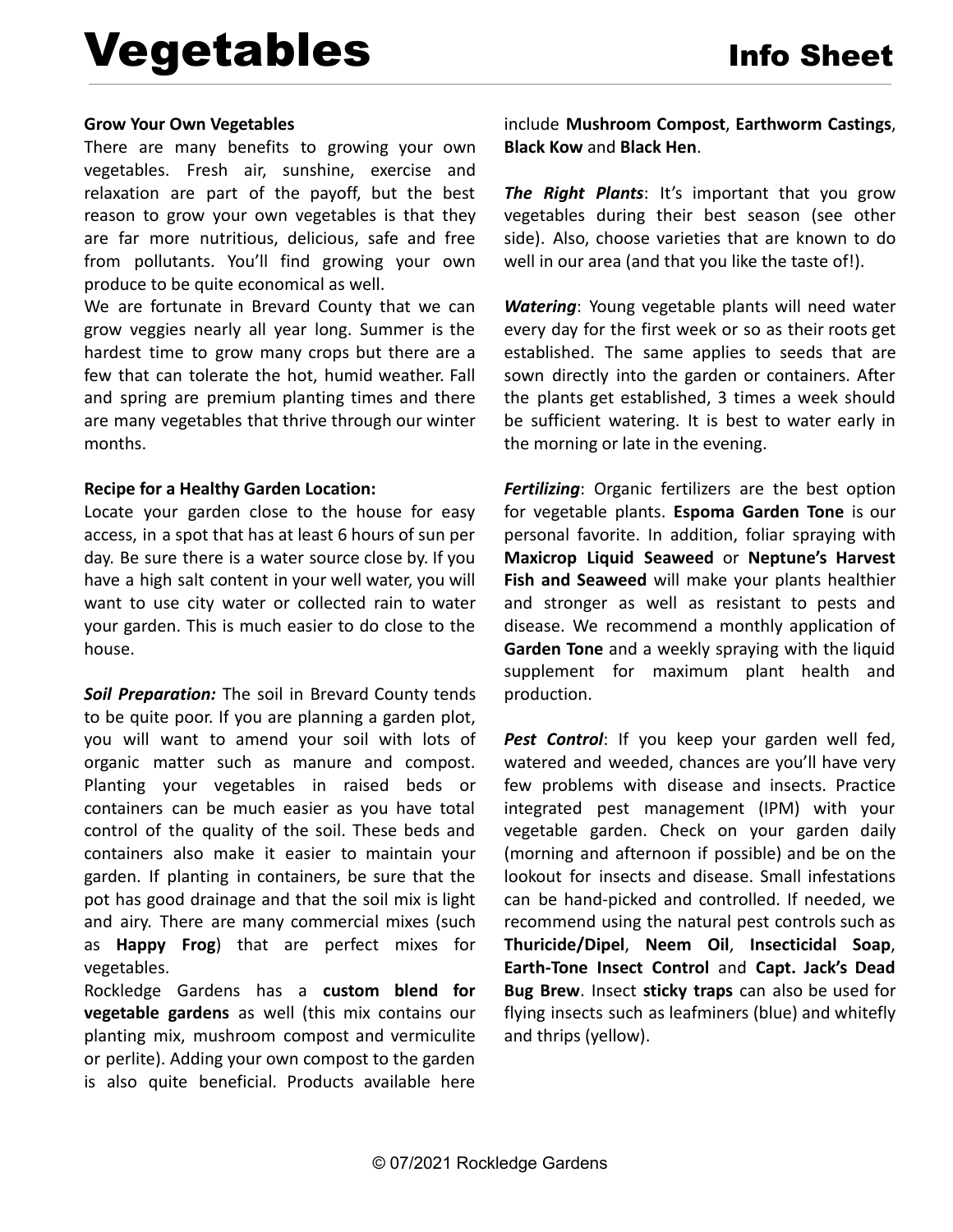# Vegetables

## Info Sheet

**Grow Your Own Vegetables**

There are many benefits to growing your own vegetables. Fresh air, sunshine, exercise and relaxation are part of the payoff, but the best reason to grow your own vegetables is that they are far more nutritious, delicious, safe and free from pollutants. You'll find growing your own produce to be quite economical as well.

We are fortunate in Brevard County that we can grow veggies nearly all year long. Summer is the hardest time to grow many crops but there are a few that can tolerate the hot, humid weather. Fall and spring are premium planting times and there are many vegetables that thrive through our winter months.

**Recipe for a Healthy Garden Location:**

Locate your garden close to the house for easy access, in a spot that has at least 6 hours of sun per day. Be sure there is a water source close by. If you have a high salt content in your well water, you will want to use city water or collected rain to water your garden. This is much easier to do close to the house.

***Soil Preparation:*** The soil in Brevard County tends to be quite poor. If you are planning a garden plot, you will want to amend your soil with lots of organic matter such as manure and compost. Planting your vegetables in raised beds or containers can be much easier as you have total control of the quality of the soil. These beds and containers also make it easier to maintain your garden. If planting in containers, be sure that the pot has good drainage and that the soil mix is light and airy. There are many commercial mixes (such as **Happy Frog**) that are perfect mixes for vegetables.

Rockledge Gardens has a **custom blend for vegetable gardens** as well (this mix contains our planting mix, mushroom compost and vermiculite or perlite). Adding your own compost to the garden is also quite beneficial. Products available here include **Mushroom Compost**, **Earthworm Castings**, **Black Kow** and **Black Hen**.

***The Right Plants***: It's important that you grow vegetables during their best season (see other side). Also, choose varieties that are known to do well in our area (and that you like the taste of!).

***Watering***: Young vegetable plants will need water every day for the first week or so as their roots get established. The same applies to seeds that are sown directly into the garden or containers. After the plants get established, 3 times a week should be sufficient watering. It is best to water early in the morning or late in the evening.

***Fertilizing***: Organic fertilizers are the best option for vegetable plants. **Espoma Garden Tone** is our personal favorite. In addition, foliar spraying with **Maxicrop Liquid Seaweed** or **Neptune's Harvest Fish and Seaweed** will make your plants healthier and stronger as well as resistant to pests and disease. We recommend a monthly application of **Garden Tone** and a weekly spraying with the liquid supplement for maximum plant health and production.

***Pest Control***: If you keep your garden well fed, watered and weeded, chances are you'll have very few problems with disease and insects. Practice integrated pest management (IPM) with your vegetable garden. Check on your garden daily (morning and afternoon if possible) and be on the lookout for insects and disease. Small infestations can be hand-picked and controlled. If needed, we recommend using the natural pest controls such as **Thuricide/Dipel**, **Neem Oil**, **Insecticidal Soap**, **Earth-Tone Insect Control** and **Capt. Jack's Dead Bug Brew**. Insect **sticky traps** can also be used for flying insects such as leafminers (blue) and whitefly and thrips (yellow).

© 07/2021 Rockledge Gardens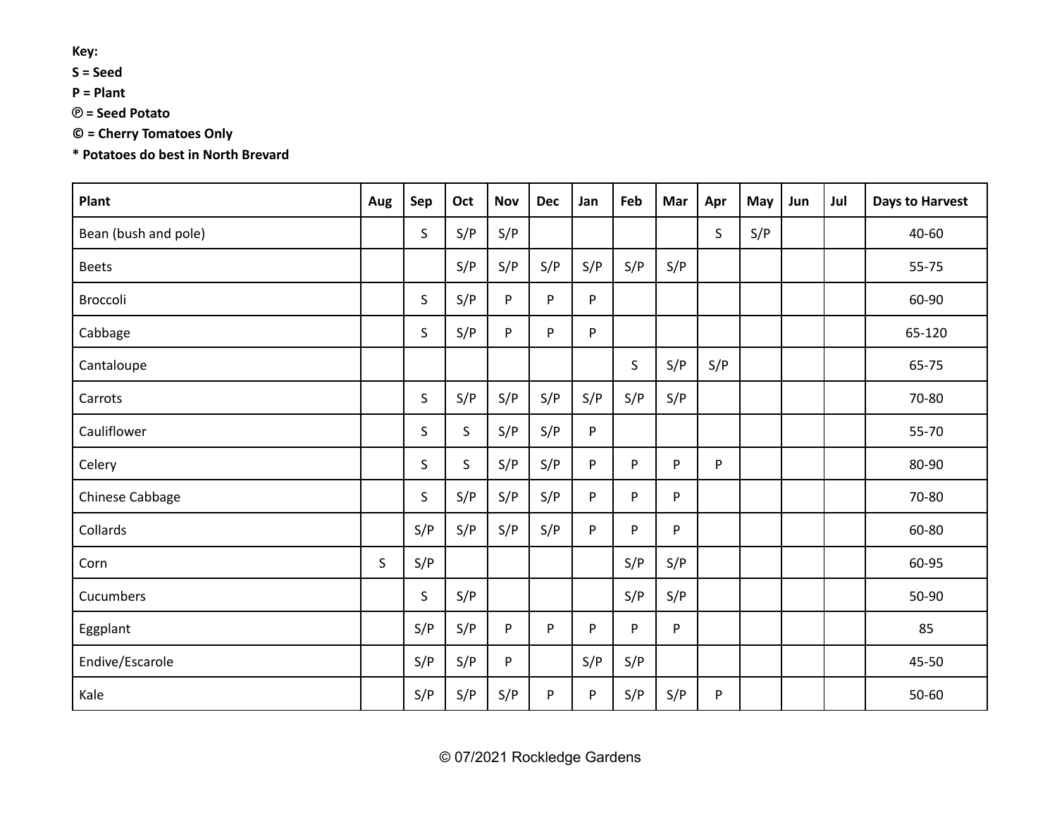**Key:**
**S = Seed**
**P = Plant**
**Ⓟ = Seed Potato**
**© = Cherry Tomatoes Only**
**\* Potatoes do best in North Brevard**

| Plant | Aug | Sep | Oct | Nov | Dec | Jan | Feb | Mar | Apr | May | Jun | Jul | Days to Harvest |
|---|---|---|---|---|---|---|---|---|---|---|---|---|---|
| Bean (bush and pole) | | S | S/P | S/P | | | | | S | S/P | | | 40-60 |
| Beets | | | S/P | S/P | S/P | S/P | S/P | S/P | | | | | 55-75 |
| Broccoli | | S | S/P | P | P | P | | | | | | | 60-90 |
| Cabbage | | S | S/P | P | P | P | | | | | | | 65-120 |
| Cantaloupe | | | | | | | S | S/P | S/P | | | | 65-75 |
| Carrots | | S | S/P | S/P | S/P | S/P | S/P | S/P | | | | | 70-80 |
| Cauliflower | | S | S | S/P | S/P | P | | | | | | | 55-70 |
| Celery | | S | S | S/P | S/P | P | P | P | P | | | | 80-90 |
| Chinese Cabbage | | S | S/P | S/P | S/P | P | P | P | | | | | 70-80 |
| Collards | | S/P | S/P | S/P | S/P | P | P | P | | | | | 60-80 |
| Corn | S | S/P | | | | | S/P | S/P | | | | | 60-95 |
| Cucumbers | | S | S/P | | | | S/P | S/P | | | | | 50-90 |
| Eggplant | | S/P | S/P | P | P | P | P | P | | | | | 85 |
| Endive/Escarole | | S/P | S/P | P | | S/P | S/P | | | | | | 45-50 |
| Kale | | S/P | S/P | S/P | P | P | S/P | S/P | P | | | | 50-60 |

© 07/2021 Rockledge Gardens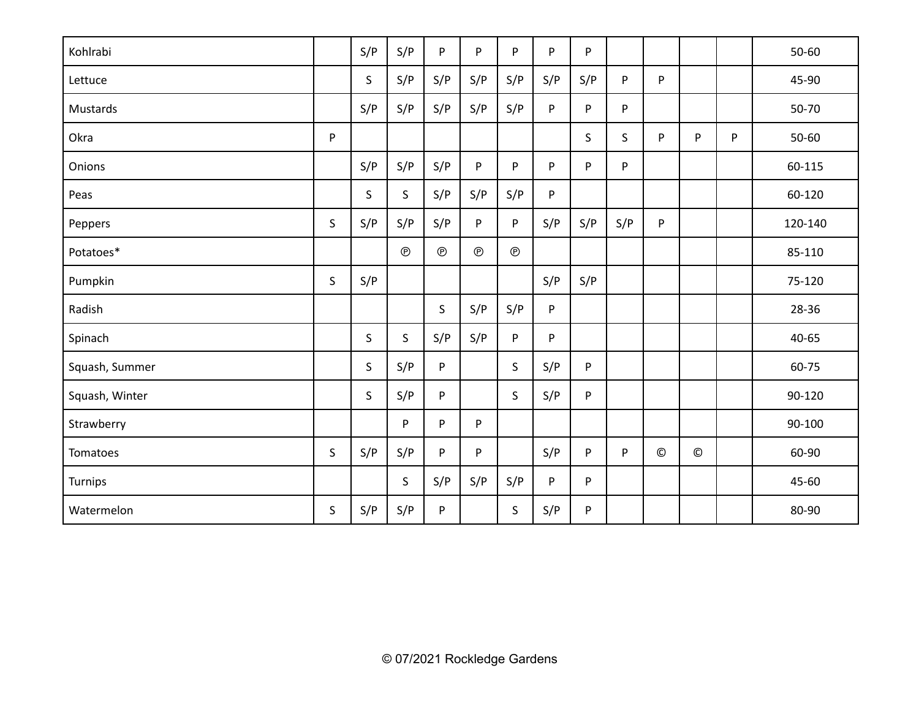| | | | | | | | | | | | | | |
|---|---|---|---|---|---|---|---|---|---|---|---|---|---|
| Kohlrabi | | S/P | S/P | P | P | P | P | P | | | | | 50-60 |
| Lettuce | | S | S/P | S/P | S/P | S/P | S/P | S/P | P | P | | | 45-90 |
| Mustards | | S/P | S/P | S/P | S/P | S/P | P | P | P | | | | 50-70 |
| Okra | P | | | | | | | S | S | P | P | P | 50-60 |
| Onions | | S/P | S/P | S/P | P | P | P | P | P | | | | 60-115 |
| Peas | | S | S | S/P | S/P | S/P | P | | | | | | 60-120 |
| Peppers | S | S/P | S/P | S/P | P | P | S/P | S/P | S/P | P | | | 120-140 |
| Potatoes* | | | Ⓟ | Ⓟ | Ⓟ | Ⓟ | | | | | | | 85-110 |
| Pumpkin | S | S/P | | | | | S/P | S/P | | | | | 75-120 |
| Radish | | | | S | S/P | S/P | P | | | | | | 28-36 |
| Spinach | | S | S | S/P | S/P | P | P | | | | | | 40-65 |
| Squash, Summer | | S | S/P | P | | S | S/P | P | | | | | 60-75 |
| Squash, Winter | | S | S/P | P | | S | S/P | P | | | | | 90-120 |
| Strawberry | | | P | P | P | | | | | | | | 90-100 |
| Tomatoes | S | S/P | S/P | P | P | | S/P | P | P | © | © | | 60-90 |
| Turnips | | | S | S/P | S/P | S/P | P | P | | | | | 45-60 |
| Watermelon | S | S/P | S/P | P | | S | S/P | P | | | | | 80-90 |